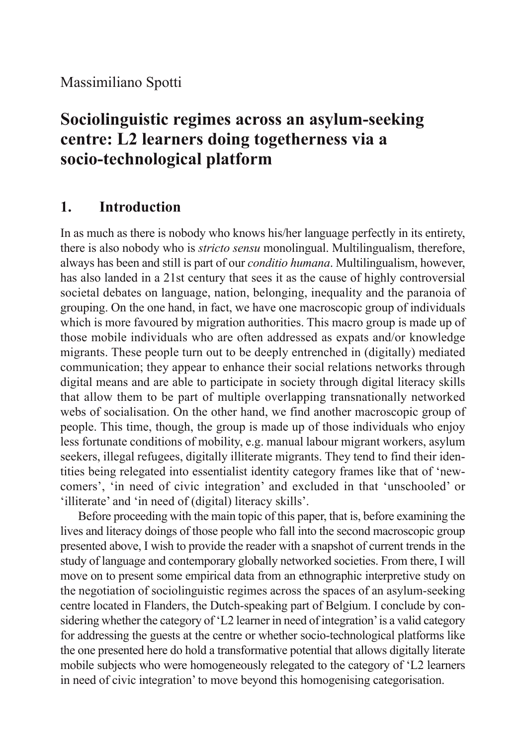Massimiliano Spotti

# Sociolinguistic regimes across an asylum-seeking centre: L2 learners doing togetherness via a socio-technological platform

## 1. Introduction

In as much as there is nobody who knows his/her language perfectly in its entirety, there is also nobody who is *stricto sensu* monolingual. Multilingualism, therefore, always has been and still is part of our *conditio humana*. Multilingualism, however, has also landed in a 21st century that sees it as the cause of highly controversial societal debates on language, nation, belonging, inequality and the paranoia of grouping. On the one hand, in fact, we have one macroscopic group of individuals which is more favoured by migration authorities. This macro group is made up of those mobile individuals who are often addressed as expats and/or knowledge migrants. These people turn out to be deeply entrenched in (digitally) mediated communication; they appear to enhance their social relations networks through digital means and are able to participate in society through digital literacy skills that allow them to be part of multiple overlapping transnationally networked webs of socialisation. On the other hand, we find another macroscopic group of people. This time, though, the group is made up of those individuals who enjoy less fortunate conditions of mobility, e.g. manual labour migrant workers, asylum seekers, illegal refugees, digitally illiterate migrants. They tend to find their identities being relegated into essentialist identity category frames like that of 'newcomers', 'in need of civic integration' and excluded in that 'unschooled' or 'illiterate' and 'in need of (digital) literacy skills'.

Before proceeding with the main topic of this paper, that is, before examining the lives and literacy doings of those people who fall into the second macroscopic group presented above, I wish to provide the reader with a snapshot of current trends in the study of language and contemporary globally networked societies. From there, I will move on to present some empirical data from an ethnographic interpretive study on the negotiation of sociolinguistic regimes across the spaces of an asylum-seeking centre located in Flanders, the Dutch-speaking part of Belgium. I conclude by considering whether the category of 'L2 learner in need of integration' is a valid category for addressing the guests at the centre or whether socio-technological platforms like the one presented here do hold a transformative potential that allows digitally literate mobile subjects who were homogeneously relegated to the category of 'L2 learners in need of civic integration' to move beyond this homogenising categorisation.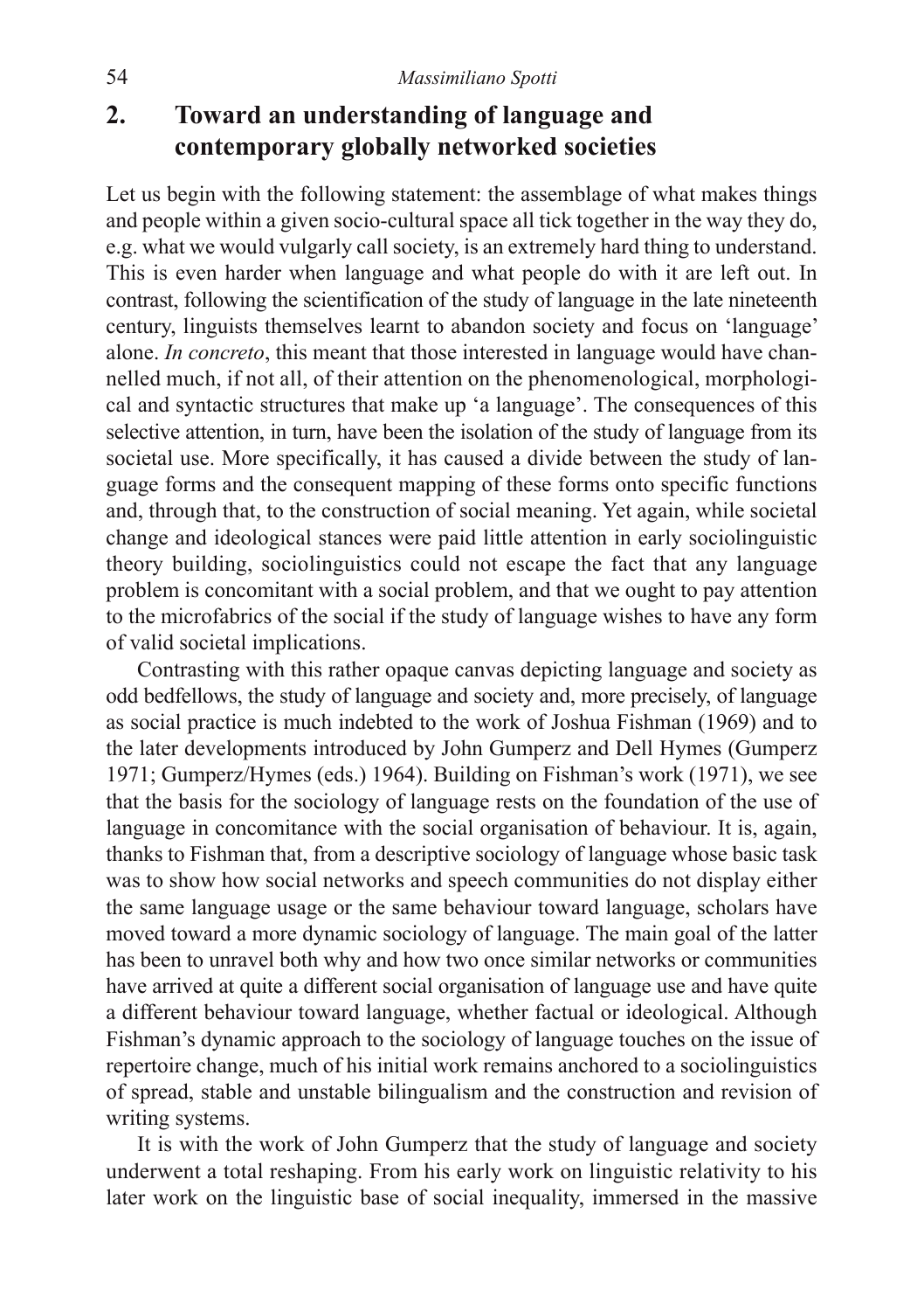## 2. Toward an understanding of language and contemporary globally networked societies

Let us begin with the following statement: the assemblage of what makes things and people within a given socio-cultural space all tick together in the way they do, e.g. what we would vulgarly call society, is an extremely hard thing to understand. This is even harder when language and what people do with it are left out. In contrast, following the scientification of the study of language in the late nineteenth century, linguists themselves learnt to abandon society and focus on 'language' alone. *In concreto*, this meant that those interested in language would have channelled much, if not all, of their attention on the phenomenological, morphological and syntactic structures that make up 'a language'. The consequences of this selective attention, in turn, have been the isolation of the study of language from its societal use. More specifically, it has caused a divide between the study of language forms and the consequent mapping of these forms onto specific functions and, through that, to the construction of social meaning. Yet again, while societal change and ideological stances were paid little attention in early sociolinguistic theory building, sociolinguistics could not escape the fact that any language problem is concomitant with a social problem, and that we ought to pay attention to the microfabrics of the social if the study of language wishes to have any form of valid societal implications.

Contrasting with this rather opaque canvas depicting language and society as odd bedfellows, the study of language and society and, more precisely, of language as social practice is much indebted to the work of Joshua Fishman (1969) and to the later developments introduced by John Gumperz and Dell Hymes (Gumperz 1971; Gumperz/Hymes (eds.) 1964). Building on Fishman's work (1971), we see that the basis for the sociology of language rests on the foundation of the use of language in concomitance with the social organisation of behaviour. It is, again, thanks to Fishman that, from a descriptive sociology of language whose basic task was to show how social networks and speech communities do not display either the same language usage or the same behaviour toward language, scholars have moved toward a more dynamic sociology of language. The main goal of the latter has been to unravel both why and how two once similar networks or communities have arrived at quite a different social organisation of language use and have quite a different behaviour toward language, whether factual or ideological. Although Fishman's dynamic approach to the sociology of language touches on the issue of repertoire change, much of his initial work remains anchored to a sociolinguistics of spread, stable and unstable bilingualism and the construction and revision of writing systems.

It is with the work of John Gumperz that the study of language and society underwent a total reshaping. From his early work on linguistic relativity to his later work on the linguistic base of social inequality, immersed in the massive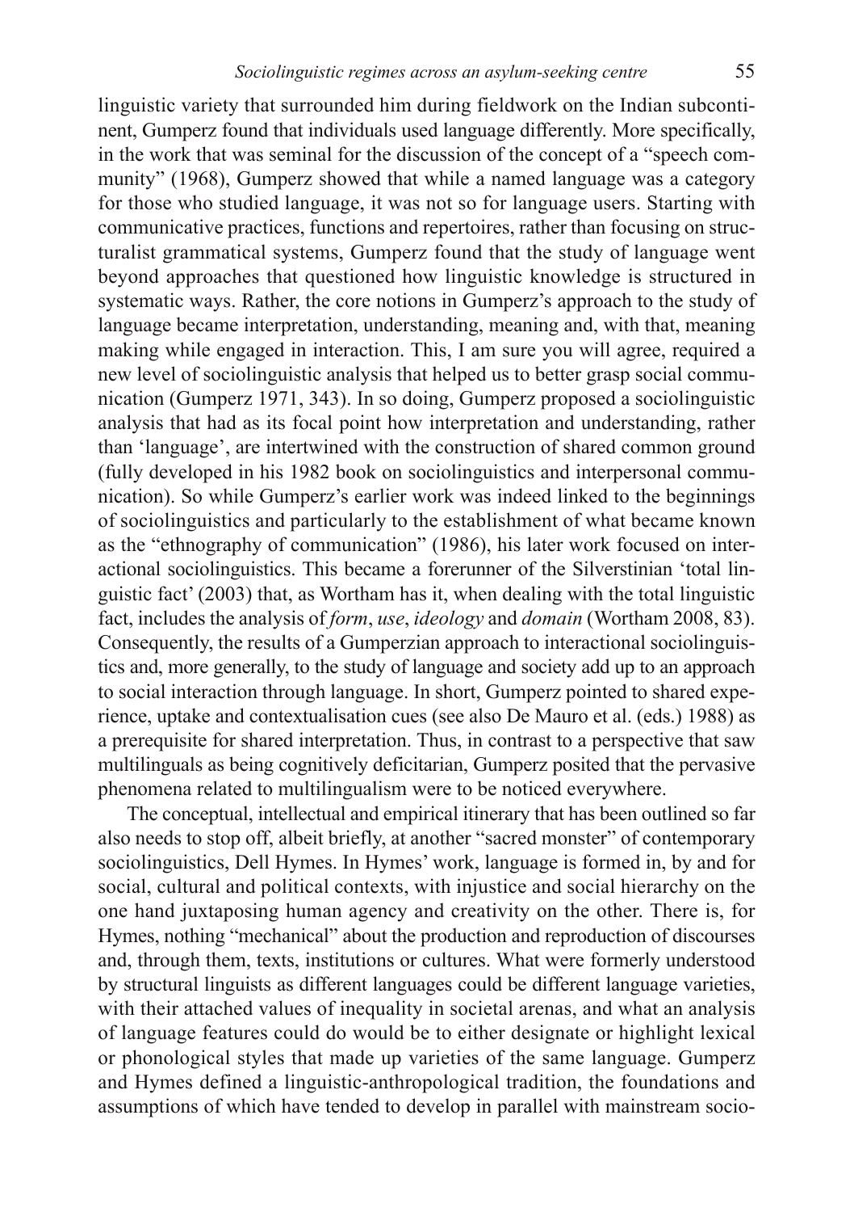linguistic variety that surrounded him during fieldwork on the Indian subcontinent, Gumperz found that individuals used language differently. More specifically, in the work that was seminal for the discussion of the concept of a "speech community" (1968), Gumperz showed that while a named language was a category for those who studied language, it was not so for language users. Starting with communicative practices, functions and repertoires, rather than focusing on structuralist grammatical systems, Gumperz found that the study of language went beyond approaches that questioned how linguistic knowledge is structured in systematic ways. Rather, the core notions in Gumperz's approach to the study of language became interpretation, understanding, meaning and, with that, meaning making while engaged in interaction. This, I am sure you will agree, required a new level of sociolinguistic analysis that helped us to better grasp social communication (Gumperz 1971, 343). In so doing, Gumperz proposed a sociolinguistic analysis that had as its focal point how interpretation and understanding, rather than 'language', are intertwined with the construction of shared common ground (fully developed in his 1982 book on sociolinguistics and interpersonal communication). So while Gumperz's earlier work was indeed linked to the beginnings of sociolinguistics and particularly to the establishment of what became known as the "ethnography of communication" (1986), his later work focused on interactional sociolinguistics. This became a forerunner of the Silverstinian 'total linguistic fact' (2003) that, as Wortham has it, when dealing with the total linguistic fact, includes the analysis of *form*, *use*, *ideology* and *domain* (Wortham 2008, 83). Consequently, the results of a Gumperzian approach to interactional sociolinguistics and, more generally, to the study of language and society add up to an approach to social interaction through language. In short, Gumperz pointed to shared experience, uptake and contextualisation cues (see also De Mauro et al. (eds.) 1988) as a prerequisite for shared interpretation. Thus, in contrast to a perspective that saw multilinguals as being cognitively deficitarian, Gumperz posited that the pervasive phenomena related to multilingualism were to be noticed everywhere.

The conceptual, intellectual and empirical itinerary that has been outlined so far also needs to stop off, albeit briefly, at another "sacred monster" of contemporary sociolinguistics, Dell Hymes. In Hymes' work, language is formed in, by and for social, cultural and political contexts, with injustice and social hierarchy on the one hand juxtaposing human agency and creativity on the other. There is, for Hymes, nothing "mechanical" about the production and reproduction of discourses and, through them, texts, institutions or cultures. What were formerly understood by structural linguists as different languages could be different language varieties, with their attached values of inequality in societal arenas, and what an analysis of language features could do would be to either designate or highlight lexical or phonological styles that made up varieties of the same language. Gumperz and Hymes defined a linguistic-anthropological tradition, the foundations and assumptions of which have tended to develop in parallel with mainstream socio-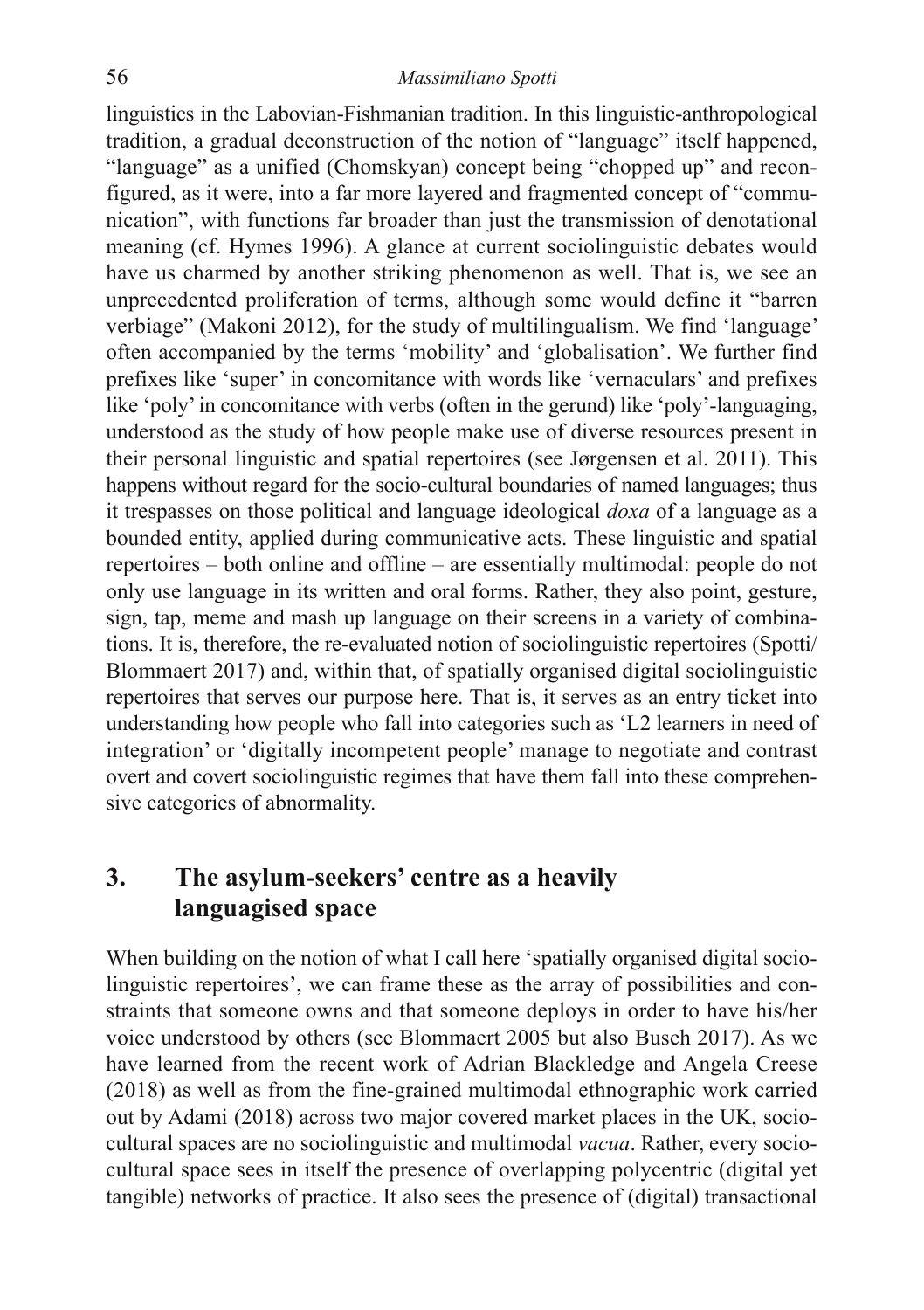linguistics in the Labovian-Fishmanian tradition. In this linguistic-anthropological tradition, a gradual deconstruction of the notion of "language" itself happened, "language" as a unified (Chomskyan) concept being "chopped up" and reconfigured, as it were, into a far more layered and fragmented concept of "communication", with functions far broader than just the transmission of denotational meaning (cf. Hymes 1996). A glance at current sociolinguistic debates would have us charmed by another striking phenomenon as well. That is, we see an unprecedented proliferation of terms, although some would define it "barren verbiage" (Makoni 2012), for the study of multilingualism. We find 'language' often accompanied by the terms 'mobility' and 'globalisation'. We further find prefixes like 'super' in concomitance with words like 'vernaculars' and prefixes like 'poly' in concomitance with verbs (often in the gerund) like 'poly'-languaging, understood as the study of how people make use of diverse resources present in their personal linguistic and spatial repertoires (see Jørgensen et al. 2011). This happens without regard for the socio-cultural boundaries of named languages; thus it trespasses on those political and language ideological *doxa* of a language as a bounded entity, applied during communicative acts. These linguistic and spatial repertoires – both online and offline – are essentially multimodal: people do not only use language in its written and oral forms. Rather, they also point, gesture, sign, tap, meme and mash up language on their screens in a variety of combinations. It is, therefore, the re-evaluated notion of sociolinguistic repertoires (Spotti/Blommaert 2017) and, within that, of spatially organised digital sociolinguistic repertoires that serves our purpose here. That is, it serves as an entry ticket into understanding how people who fall into categories such as 'L2 learners in need of integration' or 'digitally incompetent people' manage to negotiate and contrast overt and covert sociolinguistic regimes that have them fall into these comprehensive categories of abnormality.

## 3. The asylum-seekers' centre as a heavily languagised space

When building on the notion of what I call here 'spatially organised digital sociolinguistic repertoires', we can frame these as the array of possibilities and constraints that someone owns and that someone deploys in order to have his/her voice understood by others (see Blommaert 2005 but also Busch 2017). As we have learned from the recent work of Adrian Blackledge and Angela Creese (2018) as well as from the fine-grained multimodal ethnographic work carried out by Adami (2018) across two major covered market places in the UK, socio-cultural spaces are no sociolinguistic and multimodal *vacua*. Rather, every socio-cultural space sees in itself the presence of overlapping polycentric (digital yet tangible) networks of practice. It also sees the presence of (digital) transactional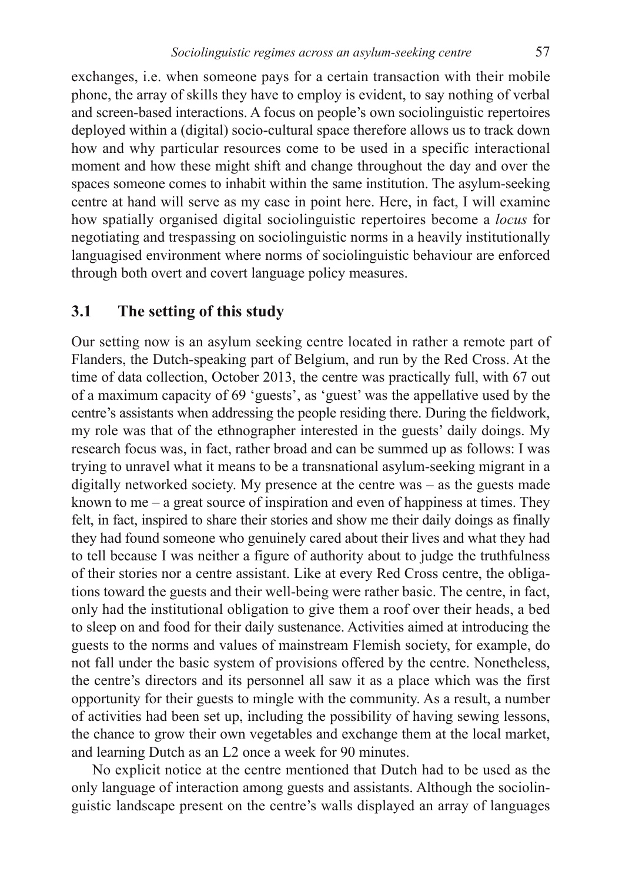exchanges, i.e. when someone pays for a certain transaction with their mobile phone, the array of skills they have to employ is evident, to say nothing of verbal and screen-based interactions. A focus on people's own sociolinguistic repertoires deployed within a (digital) socio-cultural space therefore allows us to track down how and why particular resources come to be used in a specific interactional moment and how these might shift and change throughout the day and over the spaces someone comes to inhabit within the same institution. The asylum-seeking centre at hand will serve as my case in point here. Here, in fact, I will examine how spatially organised digital sociolinguistic repertoires become a *locus* for negotiating and trespassing on sociolinguistic norms in a heavily institutionally languagised environment where norms of sociolinguistic behaviour are enforced through both overt and covert language policy measures.

## 3.1 The setting of this study

Our setting now is an asylum seeking centre located in rather a remote part of Flanders, the Dutch-speaking part of Belgium, and run by the Red Cross. At the time of data collection, October 2013, the centre was practically full, with 67 out of a maximum capacity of 69 'guests', as 'guest' was the appellative used by the centre's assistants when addressing the people residing there. During the fieldwork, my role was that of the ethnographer interested in the guests' daily doings. My research focus was, in fact, rather broad and can be summed up as follows: I was trying to unravel what it means to be a transnational asylum-seeking migrant in a digitally networked society. My presence at the centre was – as the guests made known to me – a great source of inspiration and even of happiness at times. They felt, in fact, inspired to share their stories and show me their daily doings as finally they had found someone who genuinely cared about their lives and what they had to tell because I was neither a figure of authority about to judge the truthfulness of their stories nor a centre assistant. Like at every Red Cross centre, the obligations toward the guests and their well-being were rather basic. The centre, in fact, only had the institutional obligation to give them a roof over their heads, a bed to sleep on and food for their daily sustenance. Activities aimed at introducing the guests to the norms and values of mainstream Flemish society, for example, do not fall under the basic system of provisions offered by the centre. Nonetheless, the centre's directors and its personnel all saw it as a place which was the first opportunity for their guests to mingle with the community. As a result, a number of activities had been set up, including the possibility of having sewing lessons, the chance to grow their own vegetables and exchange them at the local market, and learning Dutch as an L2 once a week for 90 minutes.

No explicit notice at the centre mentioned that Dutch had to be used as the only language of interaction among guests and assistants. Although the sociolinguistic landscape present on the centre's walls displayed an array of languages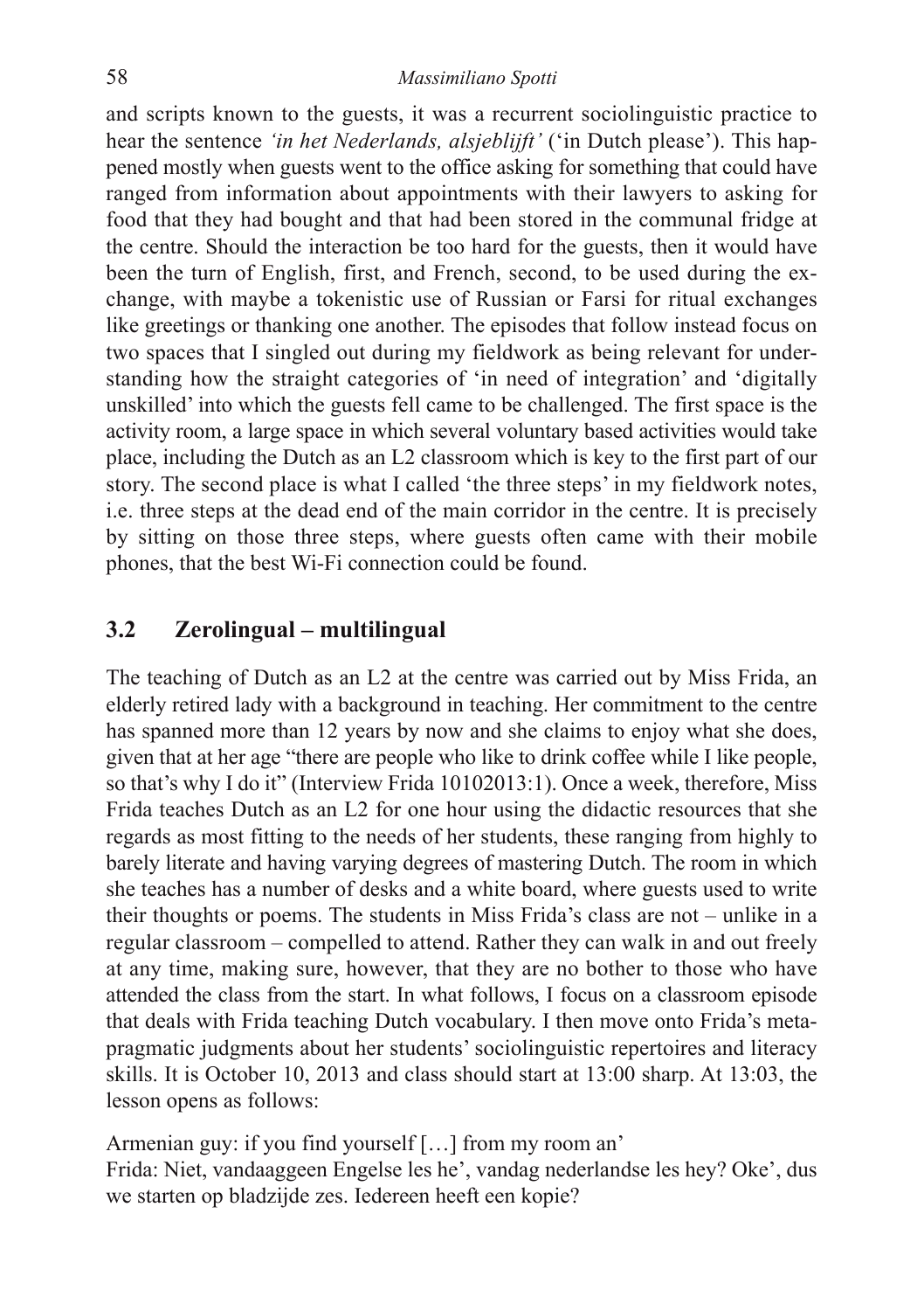and scripts known to the guests, it was a recurrent sociolinguistic practice to hear the sentence *'in het Nederlands, alsjeblijft'* ('in Dutch please'). This happened mostly when guests went to the office asking for something that could have ranged from information about appointments with their lawyers to asking for food that they had bought and that had been stored in the communal fridge at the centre. Should the interaction be too hard for the guests, then it would have been the turn of English, first, and French, second, to be used during the exchange, with maybe a tokenistic use of Russian or Farsi for ritual exchanges like greetings or thanking one another. The episodes that follow instead focus on two spaces that I singled out during my fieldwork as being relevant for understanding how the straight categories of 'in need of integration' and 'digitally unskilled' into which the guests fell came to be challenged. The first space is the activity room, a large space in which several voluntary based activities would take place, including the Dutch as an L2 classroom which is key to the first part of our story. The second place is what I called 'the three steps' in my fieldwork notes, i.e. three steps at the dead end of the main corridor in the centre. It is precisely by sitting on those three steps, where guests often came with their mobile phones, that the best Wi-Fi connection could be found.

## 3.2 Zerolingual – multilingual

The teaching of Dutch as an L2 at the centre was carried out by Miss Frida, an elderly retired lady with a background in teaching. Her commitment to the centre has spanned more than 12 years by now and she claims to enjoy what she does, given that at her age "there are people who like to drink coffee while I like people, so that's why I do it" (Interview Frida 10102013:1). Once a week, therefore, Miss Frida teaches Dutch as an L2 for one hour using the didactic resources that she regards as most fitting to the needs of her students, these ranging from highly to barely literate and having varying degrees of mastering Dutch. The room in which she teaches has a number of desks and a white board, where guests used to write their thoughts or poems. The students in Miss Frida's class are not – unlike in a regular classroom – compelled to attend. Rather they can walk in and out freely at any time, making sure, however, that they are no bother to those who have attended the class from the start. In what follows, I focus on a classroom episode that deals with Frida teaching Dutch vocabulary. I then move onto Frida's metapragmatic judgments about her students' sociolinguistic repertoires and literacy skills. It is October 10, 2013 and class should start at 13:00 sharp. At 13:03, the lesson opens as follows:

Armenian guy: if you find yourself […] from my room an'
Frida: Niet, vandaaggeen Engelse les he', vandag nederlandse les hey? Oke', dus we starten op bladzijde zes. Iedereen heeft een kopie?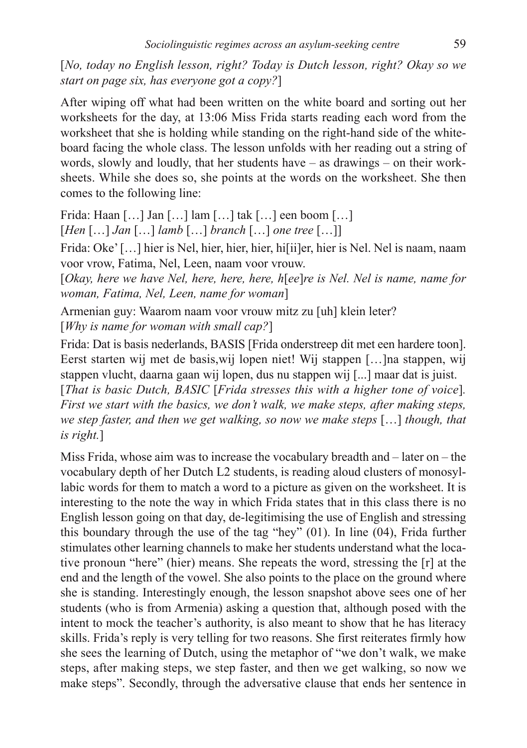[*No, today no English lesson, right? Today is Dutch lesson, right? Okay so we start on page six, has everyone got a copy?*]

After wiping off what had been written on the white board and sorting out her worksheets for the day, at 13:06 Miss Frida starts reading each word from the worksheet that she is holding while standing on the right-hand side of the whiteboard facing the whole class. The lesson unfolds with her reading out a string of words, slowly and loudly, that her students have – as drawings – on their worksheets. While she does so, she points at the words on the worksheet. She then comes to the following line:

Frida: Haan […] Jan […] lam […] tak […] een boom […]
[*Hen* […] *Jan* […] *lamb* […] *branch* […] *one tree* […]]

Frida: Oke' […] hier is Nel, hier, hier, hier, hi[ii]er, hier is Nel. Nel is naam, naam voor vrow, Fatima, Nel, Leen, naam voor vrouw.
[*Okay, here we have Nel, here, here, here, h*[*ee*]*re is Nel. Nel is name, name for woman, Fatima, Nel, Leen, name for woman*]

Armenian guy: Waarom naam voor vrouw mitz zu [uh] klein leter?
[*Why is name for woman with small cap?*]

Frida: Dat is basis nederlands, BASIS [Frida onderstreep dit met een hardere toon]. Eerst starten wij met de basis,wij lopen niet! Wij stappen […]na stappen, wij stappen vlucht, daarna gaan wij lopen, dus nu stappen wij [...] maar dat is juist.
[*That is basic Dutch, BASIC* [*Frida stresses this with a higher tone of voice*]*. First we start with the basics, we don't walk, we make steps, after making steps, we step faster, and then we get walking, so now we make steps* […] *though, that is right.*]

Miss Frida, whose aim was to increase the vocabulary breadth and – later on – the vocabulary depth of her Dutch L2 students, is reading aloud clusters of monosyllabic words for them to match a word to a picture as given on the worksheet. It is interesting to the note the way in which Frida states that in this class there is no English lesson going on that day, de-legitimising the use of English and stressing this boundary through the use of the tag "hey" (01). In line (04), Frida further stimulates other learning channels to make her students understand what the locative pronoun "here" (hier) means. She repeats the word, stressing the [r] at the end and the length of the vowel. She also points to the place on the ground where she is standing. Interestingly enough, the lesson snapshot above sees one of her students (who is from Armenia) asking a question that, although posed with the intent to mock the teacher's authority, is also meant to show that he has literacy skills. Frida's reply is very telling for two reasons. She first reiterates firmly how she sees the learning of Dutch, using the metaphor of "we don't walk, we make steps, after making steps, we step faster, and then we get walking, so now we make steps". Secondly, through the adversative clause that ends her sentence in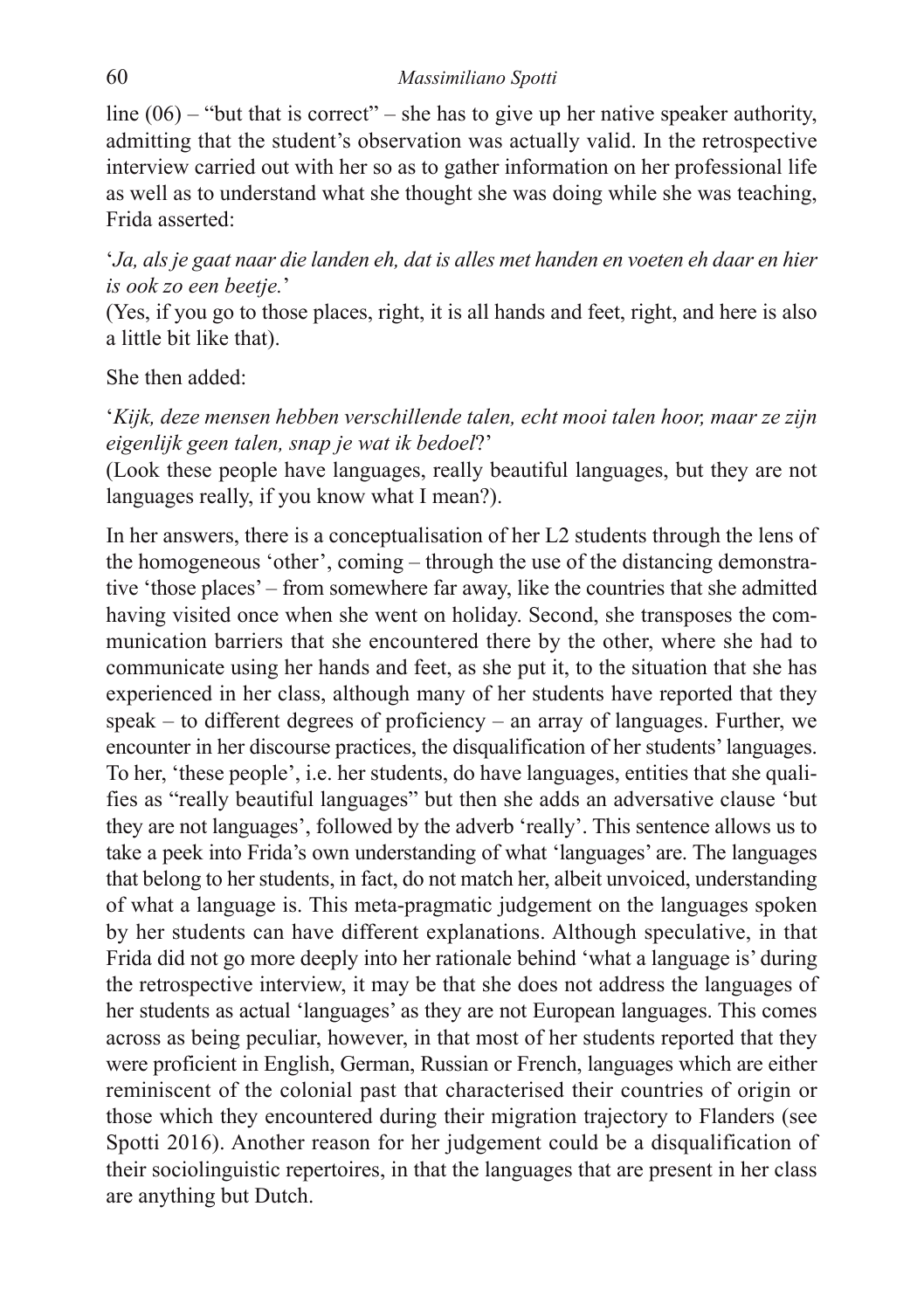line (06) – "but that is correct" – she has to give up her native speaker authority, admitting that the student's observation was actually valid. In the retrospective interview carried out with her so as to gather information on her professional life as well as to understand what she thought she was doing while she was teaching, Frida asserted:

'*Ja, als je gaat naar die landen eh, dat is alles met handen en voeten eh daar en hier is ook zo een beetje.*'
(Yes, if you go to those places, right, it is all hands and feet, right, and here is also a little bit like that).

She then added:

'*Kijk, deze mensen hebben verschillende talen, echt mooi talen hoor, maar ze zijn eigenlijk geen talen, snap je wat ik bedoel*?'
(Look these people have languages, really beautiful languages, but they are not languages really, if you know what I mean?).

In her answers, there is a conceptualisation of her L2 students through the lens of the homogeneous 'other', coming – through the use of the distancing demonstrative 'those places' – from somewhere far away, like the countries that she admitted having visited once when she went on holiday. Second, she transposes the communication barriers that she encountered there by the other, where she had to communicate using her hands and feet, as she put it, to the situation that she has experienced in her class, although many of her students have reported that they speak – to different degrees of proficiency – an array of languages. Further, we encounter in her discourse practices, the disqualification of her students' languages. To her, 'these people', i.e. her students, do have languages, entities that she qualifies as "really beautiful languages" but then she adds an adversative clause 'but they are not languages', followed by the adverb 'really'. This sentence allows us to take a peek into Frida's own understanding of what 'languages' are. The languages that belong to her students, in fact, do not match her, albeit unvoiced, understanding of what a language is. This meta-pragmatic judgement on the languages spoken by her students can have different explanations. Although speculative, in that Frida did not go more deeply into her rationale behind 'what a language is' during the retrospective interview, it may be that she does not address the languages of her students as actual 'languages' as they are not European languages. This comes across as being peculiar, however, in that most of her students reported that they were proficient in English, German, Russian or French, languages which are either reminiscent of the colonial past that characterised their countries of origin or those which they encountered during their migration trajectory to Flanders (see Spotti 2016). Another reason for her judgement could be a disqualification of their sociolinguistic repertoires, in that the languages that are present in her class are anything but Dutch.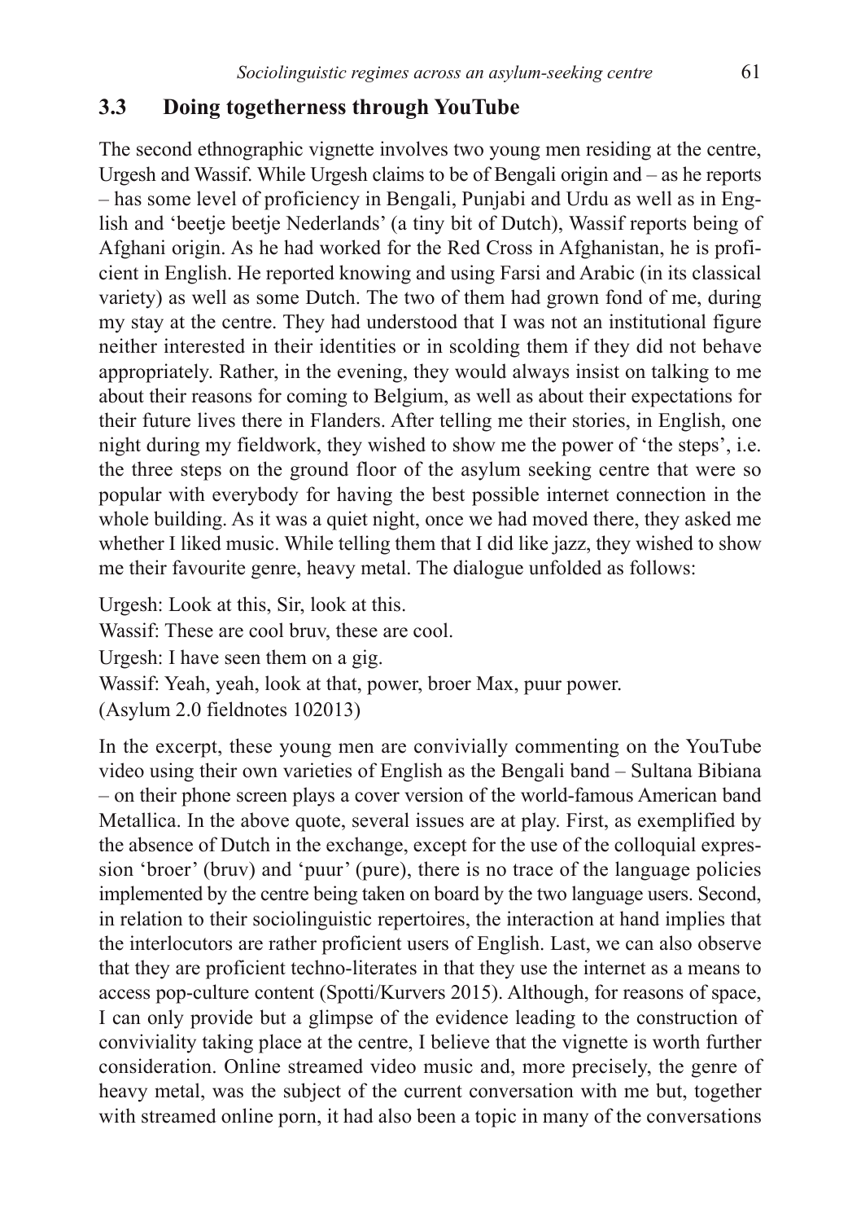### 3.3 Doing togetherness through YouTube

The second ethnographic vignette involves two young men residing at the centre, Urgesh and Wassif. While Urgesh claims to be of Bengali origin and – as he reports – has some level of proficiency in Bengali, Punjabi and Urdu as well as in English and 'beetje beetje Nederlands' (a tiny bit of Dutch), Wassif reports being of Afghani origin. As he had worked for the Red Cross in Afghanistan, he is proficient in English. He reported knowing and using Farsi and Arabic (in its classical variety) as well as some Dutch. The two of them had grown fond of me, during my stay at the centre. They had understood that I was not an institutional figure neither interested in their identities or in scolding them if they did not behave appropriately. Rather, in the evening, they would always insist on talking to me about their reasons for coming to Belgium, as well as about their expectations for their future lives there in Flanders. After telling me their stories, in English, one night during my fieldwork, they wished to show me the power of 'the steps', i.e. the three steps on the ground floor of the asylum seeking centre that were so popular with everybody for having the best possible internet connection in the whole building. As it was a quiet night, once we had moved there, they asked me whether I liked music. While telling them that I did like jazz, they wished to show me their favourite genre, heavy metal. The dialogue unfolded as follows:

Urgesh: Look at this, Sir, look at this.
Wassif: These are cool bruv, these are cool.
Urgesh: I have seen them on a gig.
Wassif: Yeah, yeah, look at that, power, broer Max, puur power.
(Asylum 2.0 fieldnotes 102013)

In the excerpt, these young men are convivially commenting on the YouTube video using their own varieties of English as the Bengali band – Sultana Bibiana – on their phone screen plays a cover version of the world-famous American band Metallica. In the above quote, several issues are at play. First, as exemplified by the absence of Dutch in the exchange, except for the use of the colloquial expression 'broer' (bruv) and 'puur' (pure), there is no trace of the language policies implemented by the centre being taken on board by the two language users. Second, in relation to their sociolinguistic repertoires, the interaction at hand implies that the interlocutors are rather proficient users of English. Last, we can also observe that they are proficient techno-literates in that they use the internet as a means to access pop-culture content (Spotti/Kurvers 2015). Although, for reasons of space, I can only provide but a glimpse of the evidence leading to the construction of conviviality taking place at the centre, I believe that the vignette is worth further consideration. Online streamed video music and, more precisely, the genre of heavy metal, was the subject of the current conversation with me but, together with streamed online porn, it had also been a topic in many of the conversations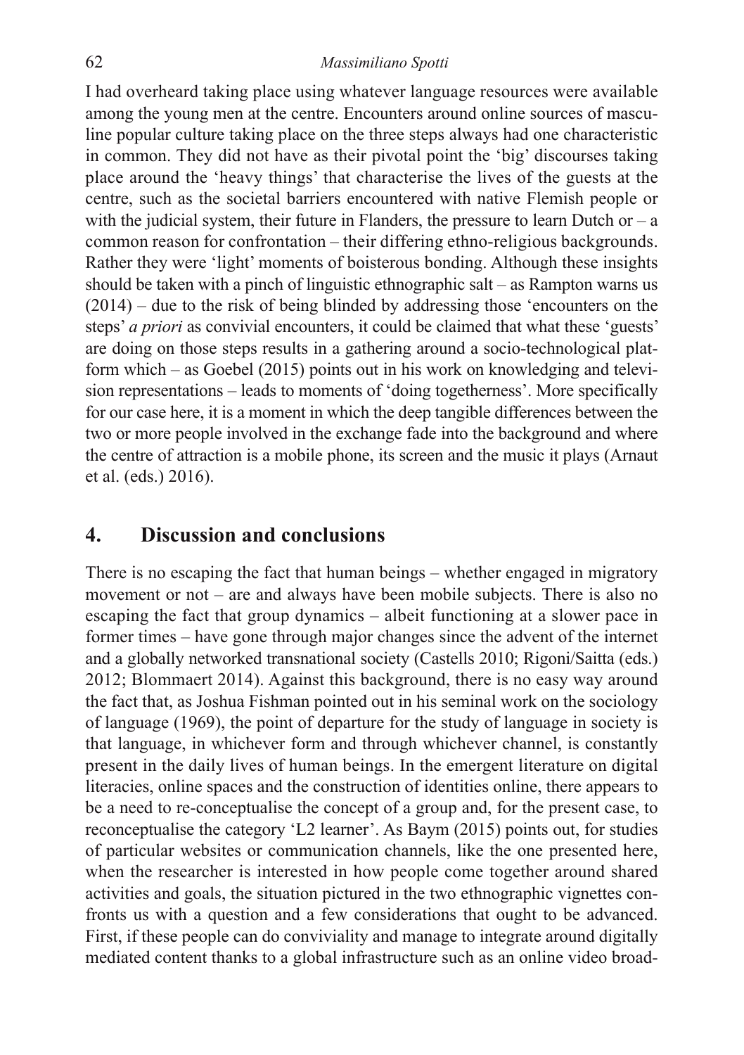I had overheard taking place using whatever language resources were available among the young men at the centre. Encounters around online sources of masculine popular culture taking place on the three steps always had one characteristic in common. They did not have as their pivotal point the 'big' discourses taking place around the 'heavy things' that characterise the lives of the guests at the centre, such as the societal barriers encountered with native Flemish people or with the judicial system, their future in Flanders, the pressure to learn Dutch or – a common reason for confrontation – their differing ethno-religious backgrounds. Rather they were 'light' moments of boisterous bonding. Although these insights should be taken with a pinch of linguistic ethnographic salt – as Rampton warns us (2014) – due to the risk of being blinded by addressing those 'encounters on the steps' *a priori* as convivial encounters, it could be claimed that what these 'guests' are doing on those steps results in a gathering around a socio-technological platform which – as Goebel (2015) points out in his work on knowledging and television representations – leads to moments of 'doing togetherness'. More specifically for our case here, it is a moment in which the deep tangible differences between the two or more people involved in the exchange fade into the background and where the centre of attraction is a mobile phone, its screen and the music it plays (Arnaut et al. (eds.) 2016).

## 4. Discussion and conclusions

There is no escaping the fact that human beings – whether engaged in migratory movement or not – are and always have been mobile subjects. There is also no escaping the fact that group dynamics – albeit functioning at a slower pace in former times – have gone through major changes since the advent of the internet and a globally networked transnational society (Castells 2010; Rigoni/Saitta (eds.) 2012; Blommaert 2014). Against this background, there is no easy way around the fact that, as Joshua Fishman pointed out in his seminal work on the sociology of language (1969), the point of departure for the study of language in society is that language, in whichever form and through whichever channel, is constantly present in the daily lives of human beings. In the emergent literature on digital literacies, online spaces and the construction of identities online, there appears to be a need to re-conceptualise the concept of a group and, for the present case, to reconceptualise the category 'L2 learner'. As Baym (2015) points out, for studies of particular websites or communication channels, like the one presented here, when the researcher is interested in how people come together around shared activities and goals, the situation pictured in the two ethnographic vignettes confronts us with a question and a few considerations that ought to be advanced. First, if these people can do conviviality and manage to integrate around digitally mediated content thanks to a global infrastructure such as an online video broad-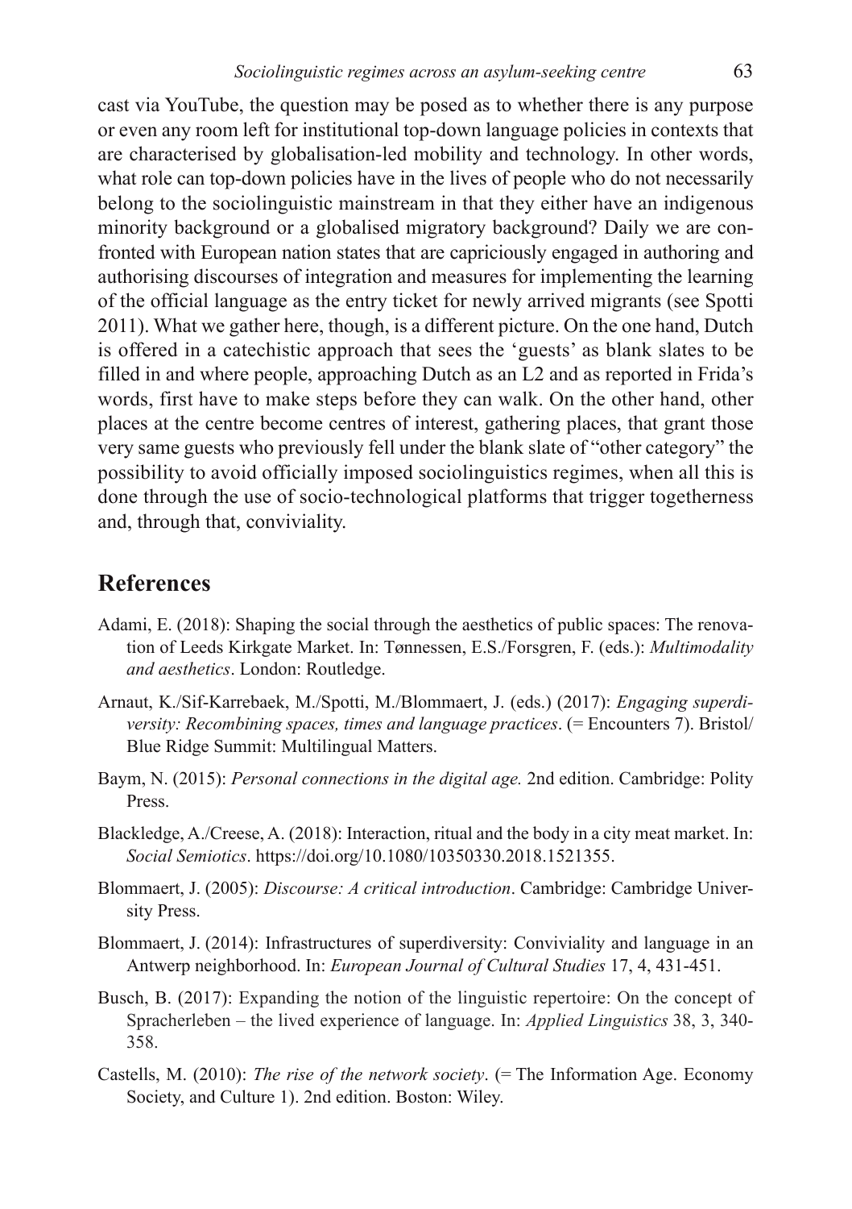cast via YouTube, the question may be posed as to whether there is any purpose or even any room left for institutional top-down language policies in contexts that are characterised by globalisation-led mobility and technology. In other words, what role can top-down policies have in the lives of people who do not necessarily belong to the sociolinguistic mainstream in that they either have an indigenous minority background or a globalised migratory background? Daily we are confronted with European nation states that are capriciously engaged in authoring and authorising discourses of integration and measures for implementing the learning of the official language as the entry ticket for newly arrived migrants (see Spotti 2011). What we gather here, though, is a different picture. On the one hand, Dutch is offered in a catechistic approach that sees the 'guests' as blank slates to be filled in and where people, approaching Dutch as an L2 and as reported in Frida's words, first have to make steps before they can walk. On the other hand, other places at the centre become centres of interest, gathering places, that grant those very same guests who previously fell under the blank slate of "other category" the possibility to avoid officially imposed sociolinguistics regimes, when all this is done through the use of socio-technological platforms that trigger togetherness and, through that, conviviality.

## References

Adami, E. (2018): Shaping the social through the aesthetics of public spaces: The renovation of Leeds Kirkgate Market. In: Tønnessen, E.S./Forsgren, F. (eds.): *Multimodality and aesthetics*. London: Routledge.

Arnaut, K./Sif-Karrebaek, M./Spotti, M./Blommaert, J. (eds.) (2017): *Engaging superdiversity: Recombining spaces, times and language practices*. (= Encounters 7). Bristol/Blue Ridge Summit: Multilingual Matters.

Baym, N. (2015): *Personal connections in the digital age.* 2nd edition. Cambridge: Polity Press.

Blackledge, A./Creese, A. (2018): Interaction, ritual and the body in a city meat market. In: *Social Semiotics*. https://doi.org/10.1080/10350330.2018.1521355.

Blommaert, J. (2005): *Discourse: A critical introduction*. Cambridge: Cambridge University Press.

Blommaert, J. (2014): Infrastructures of superdiversity: Conviviality and language in an Antwerp neighborhood. In: *European Journal of Cultural Studies* 17, 4, 431-451.

Busch, B. (2017): Expanding the notion of the linguistic repertoire: On the concept of Spracherleben – the lived experience of language. In: *Applied Linguistics* 38, 3, 340-358.

Castells, M. (2010): *The rise of the network society*. (= The Information Age. Economy Society, and Culture 1). 2nd edition. Boston: Wiley.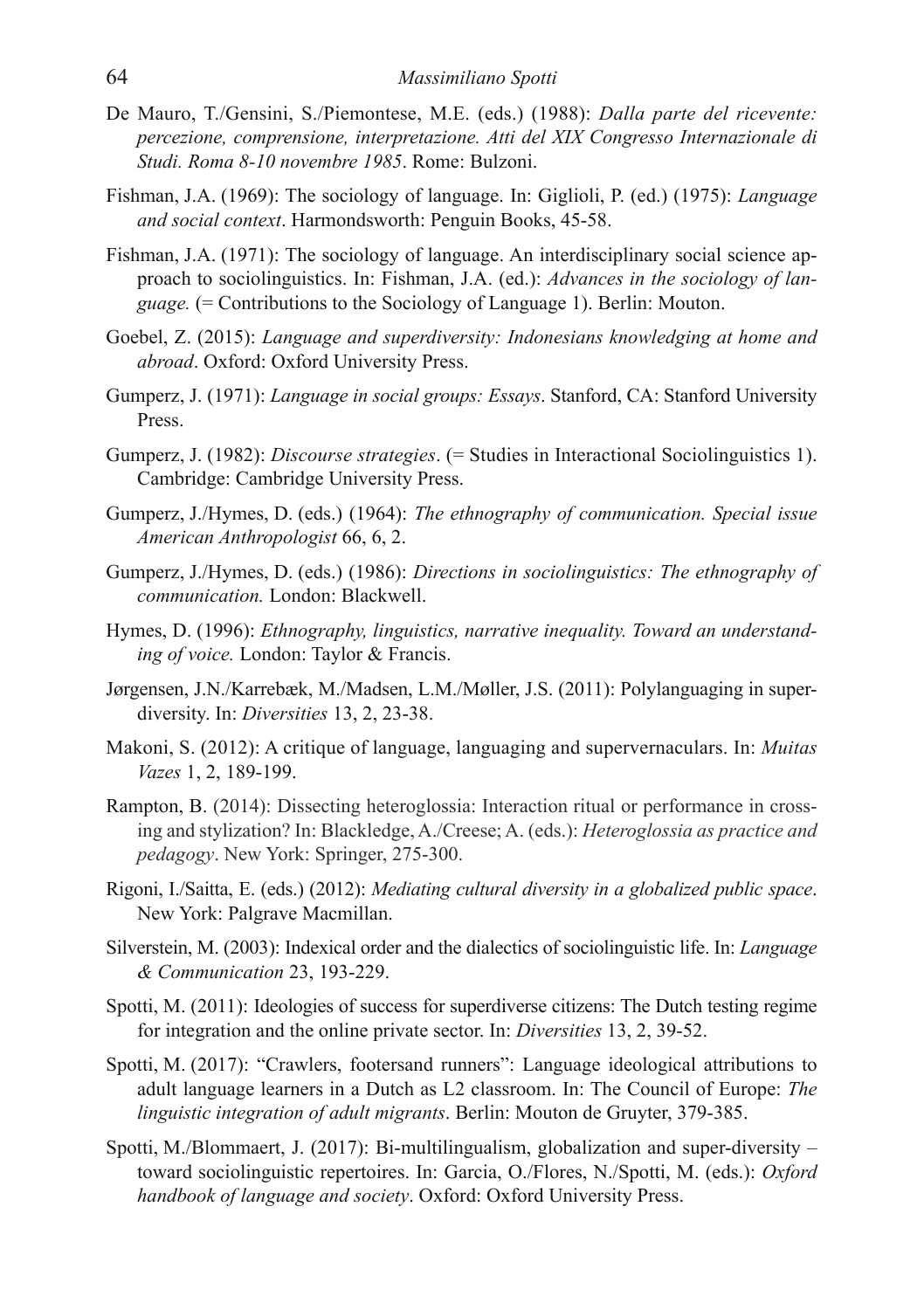De Mauro, T./Gensini, S./Piemontese, M.E. (eds.) (1988): *Dalla parte del ricevente: percezione, comprensione, interpretazione. Atti del XIX Congresso Internazionale di Studi. Roma 8-10 novembre 1985*. Rome: Bulzoni.

Fishman, J.A. (1969): The sociology of language. In: Giglioli, P. (ed.) (1975): *Language and social context*. Harmondsworth: Penguin Books, 45-58.

Fishman, J.A. (1971): The sociology of language. An interdisciplinary social science approach to sociolinguistics. In: Fishman, J.A. (ed.): *Advances in the sociology of language.* (= Contributions to the Sociology of Language 1). Berlin: Mouton.

Goebel, Z. (2015): *Language and superdiversity: Indonesians knowledging at home and abroad*. Oxford: Oxford University Press.

Gumperz, J. (1971): *Language in social groups: Essays*. Stanford, CA: Stanford University Press.

Gumperz, J. (1982): *Discourse strategies*. (= Studies in Interactional Sociolinguistics 1). Cambridge: Cambridge University Press.

Gumperz, J./Hymes, D. (eds.) (1964): *The ethnography of communication. Special issue American Anthropologist* 66, 6, 2.

Gumperz, J./Hymes, D. (eds.) (1986): *Directions in sociolinguistics: The ethnography of communication.* London: Blackwell.

Hymes, D. (1996): *Ethnography, linguistics, narrative inequality. Toward an understanding of voice.* London: Taylor & Francis.

Jørgensen, J.N./Karrebæk, M./Madsen, L.M./Møller, J.S. (2011): Polylanguaging in superdiversity. In: *Diversities* 13, 2, 23-38.

Makoni, S. (2012): A critique of language, languaging and supervernaculars. In: *Muitas Vazes* 1, 2, 189-199.

Rampton, B. (2014): Dissecting heteroglossia: Interaction ritual or performance in crossing and stylization? In: Blackledge, A./Creese; A. (eds.): *Heteroglossia as practice and pedagogy*. New York: Springer, 275-300.

Rigoni, I./Saitta, E. (eds.) (2012): *Mediating cultural diversity in a globalized public space*. New York: Palgrave Macmillan.

Silverstein, M. (2003): Indexical order and the dialectics of sociolinguistic life. In: *Language & Communication* 23, 193-229.

Spotti, M. (2011): Ideologies of success for superdiverse citizens: The Dutch testing regime for integration and the online private sector. In: *Diversities* 13, 2, 39-52.

Spotti, M. (2017): "Crawlers, footersand runners": Language ideological attributions to adult language learners in a Dutch as L2 classroom. In: The Council of Europe: *The linguistic integration of adult migrants*. Berlin: Mouton de Gruyter, 379-385.

Spotti, M./Blommaert, J. (2017): Bi-multilingualism, globalization and super-diversity – toward sociolinguistic repertoires. In: Garcia, O./Flores, N./Spotti, M. (eds.): *Oxford handbook of language and society*. Oxford: Oxford University Press.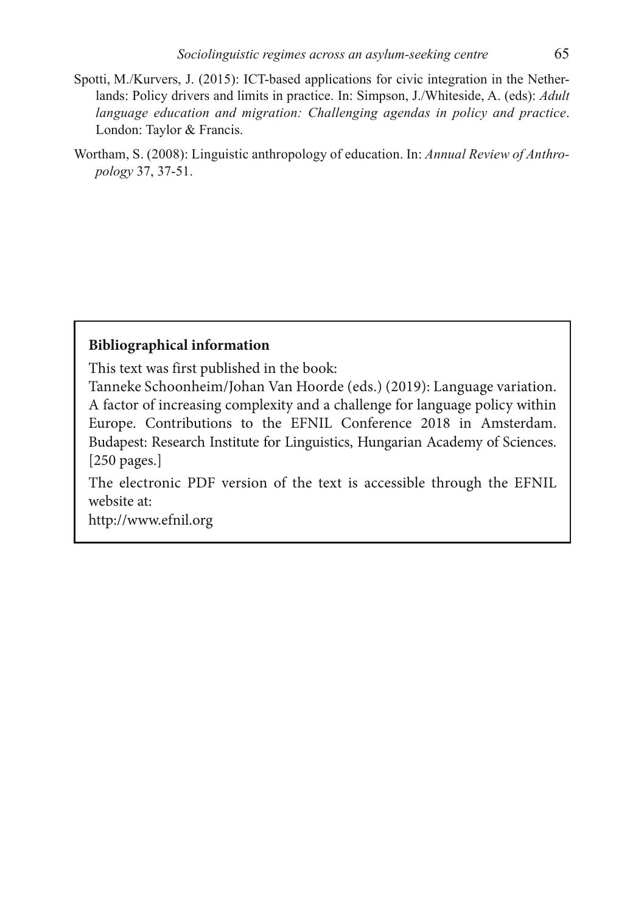Spotti, M./Kurvers, J. (2015): ICT-based applications for civic integration in the Netherlands: Policy drivers and limits in practice. In: Simpson, J./Whiteside, A. (eds): *Adult language education and migration: Challenging agendas in policy and practice*. London: Taylor & Francis.

Wortham, S. (2008): Linguistic anthropology of education. In: *Annual Review of Anthropology* 37, 37-51.

**Bibliographical information**

This text was first published in the book:

Tanneke Schoonheim/Johan Van Hoorde (eds.) (2019): Language variation. A factor of increasing complexity and a challenge for language policy within Europe. Contributions to the EFNIL Conference 2018 in Amsterdam. Budapest: Research Institute for Linguistics, Hungarian Academy of Sciences. [250 pages.]

The electronic PDF version of the text is accessible through the EFNIL website at:

http://www.efnil.org